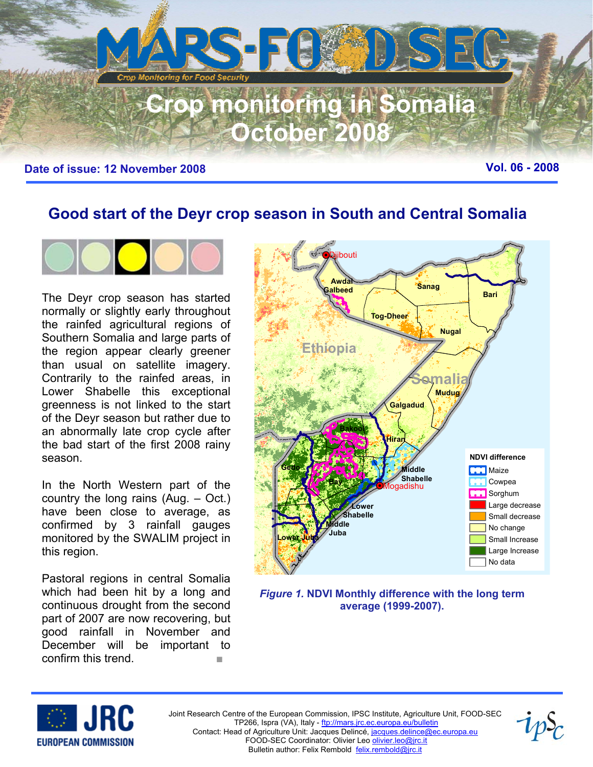# Crop monitoring in Somalia October 2008

**Date of issue: 12 November 2008** **Vol. 06 - 2008**

## Good start of the Deyr crop season in South and Central Somalia

The Deyr crop season has started normally or slightly early throughout the rainfed agricultural regions of Southern Somalia and large parts of the region appear clearly greener than usual on satellite imagery. Contrarily to the rainfed areas, in Lower Shabelle this exceptional greenness is not linked to the start of the Deyr season but rather due to an abnormally late crop cycle after the bad start of the first 2008 rainy season.

In the North Western part of the country the long rains (Aug. – Oct.) have been close to average, as confirmed by 3 rainfall gauges monitored by the SWALIM project in this region.

Pastoral regions in central Somalia which had been hit by a long and continuous drought from the second part of 2007 are now recovering, but good rainfall in November and December will be important to confirm this trend.

***Figure 1.*** **NDVI Monthly difference with the long term average (1999-2007).**

Joint Research Centre of the European Commission, IPSC Institute, Agriculture Unit, FOOD-SEC
TP266, Ispra (VA), Italy - ftp://mars.jrc.ec.europa.eu/bulletin
Contact: Head of Agriculture Unit: Jacques Delincé, jacques.delince@ec.europa.eu
FOOD-SEC Coordinator: Olivier Leo olivier.leo@jrc.it
Bulletin author: Felix Rembold felix.rembold@jrc.it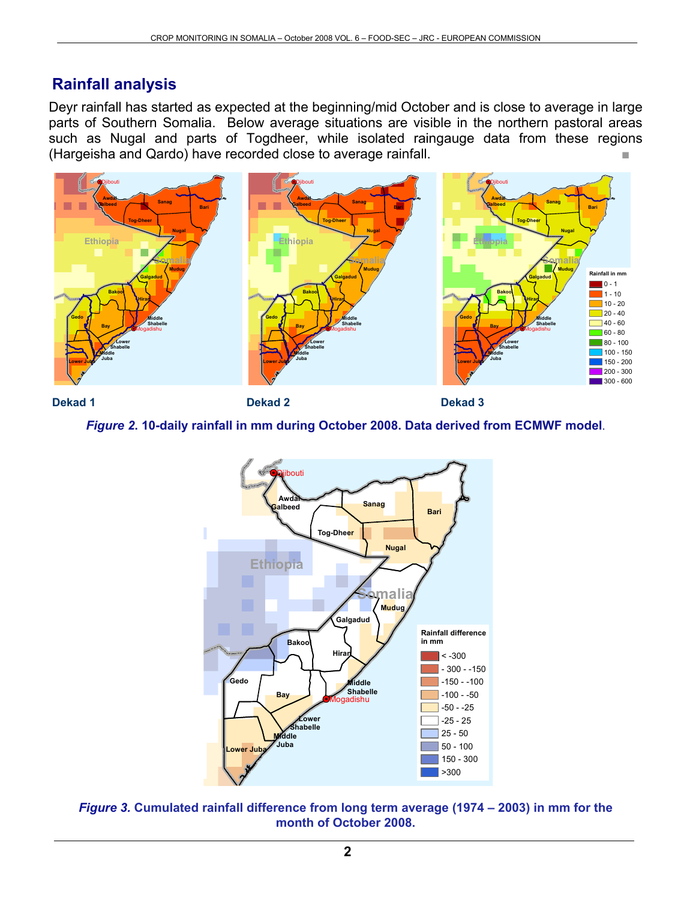## Rainfall analysis

Deyr rainfall has started as expected at the beginning/mid October and is close to average in large parts of Southern Somalia. Below average situations are visible in the northern pastoral areas such as Nugal and parts of Togdheer, while isolated raingauge data from these regions (Hargeisha and Qardo) have recorded close to average rainfall.

**Dekad 1** **Dekad 2** **Dekad 3**

***Figure 2.*** **10-daily rainfall in mm during October 2008. Data derived from ECMWF model.**

***Figure 3.*** **Cumulated rainfall difference from long term average (1974 – 2003) in mm for the month of October 2008.**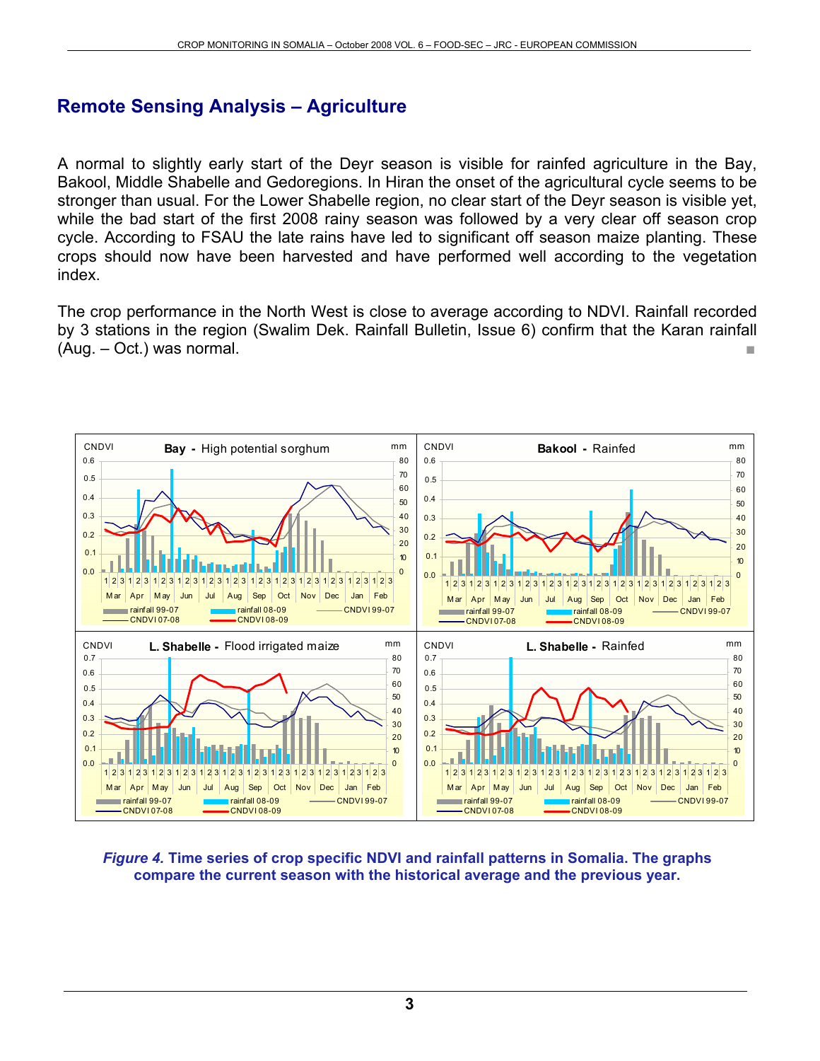## Remote Sensing Analysis – Agriculture

A normal to slightly early start of the Deyr season is visible for rainfed agriculture in the Bay, Bakool, Middle Shabelle and Gedoregions. In Hiran the onset of the agricultural cycle seems to be stronger than usual. For the Lower Shabelle region, no clear start of the Deyr season is visible yet, while the bad start of the first 2008 rainy season was followed by a very clear off season crop cycle. According to FSAU the late rains have led to significant off season maize planting. These crops should now have been harvested and have performed well according to the vegetation index.

The crop performance in the North West is close to average according to NDVI. Rainfall recorded by 3 stations in the region (Swalim Dek. Rainfall Bulletin, Issue 6) confirm that the Karan rainfall (Aug. – Oct.) was normal.

*Figure 4.* **Time series of crop specific NDVI and rainfall patterns in Somalia. The graphs compare the current season with the historical average and the previous year.**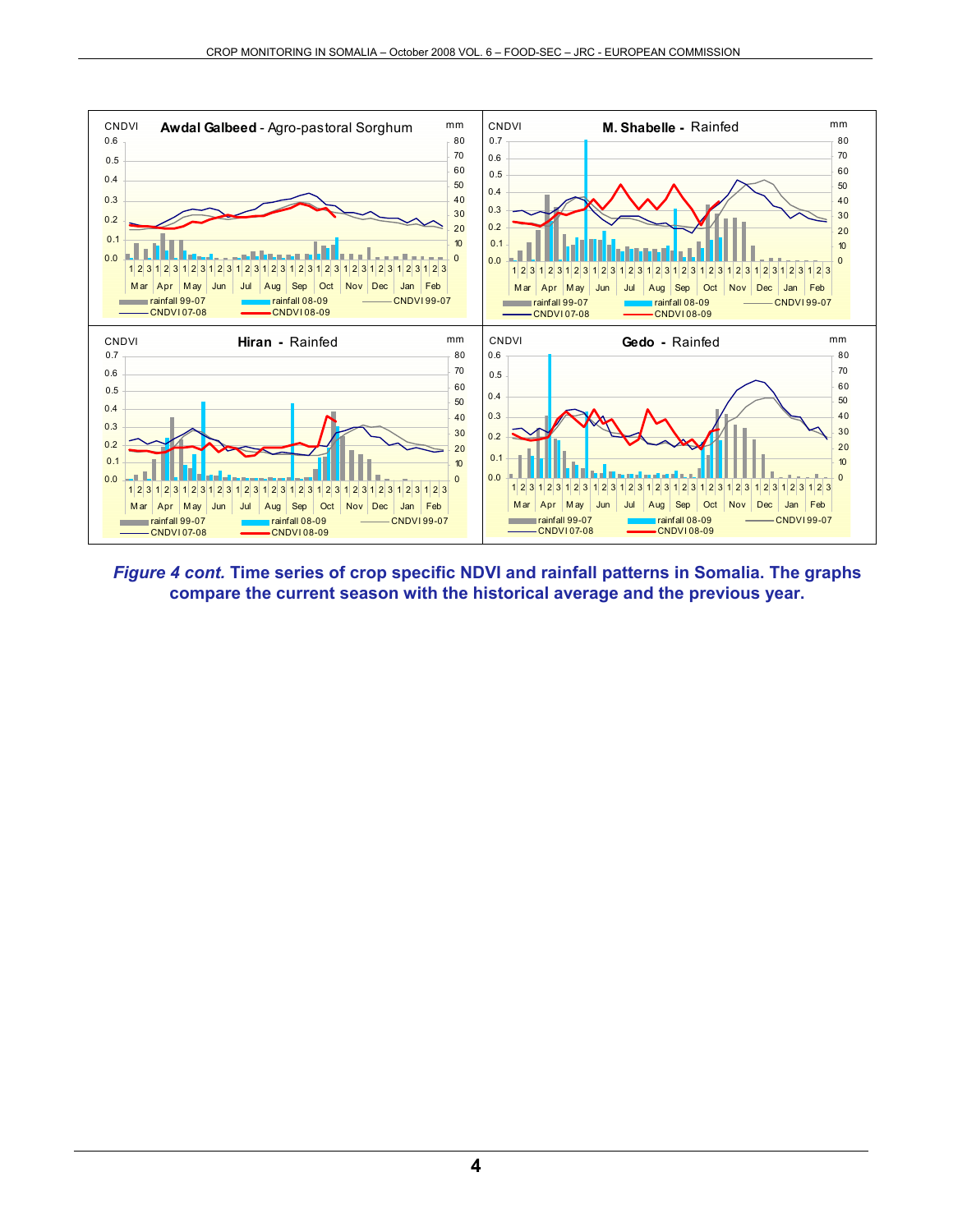*Figure 4 cont.* **Time series of crop specific NDVI and rainfall patterns in Somalia. The graphs compare the current season with the historical average and the previous year.**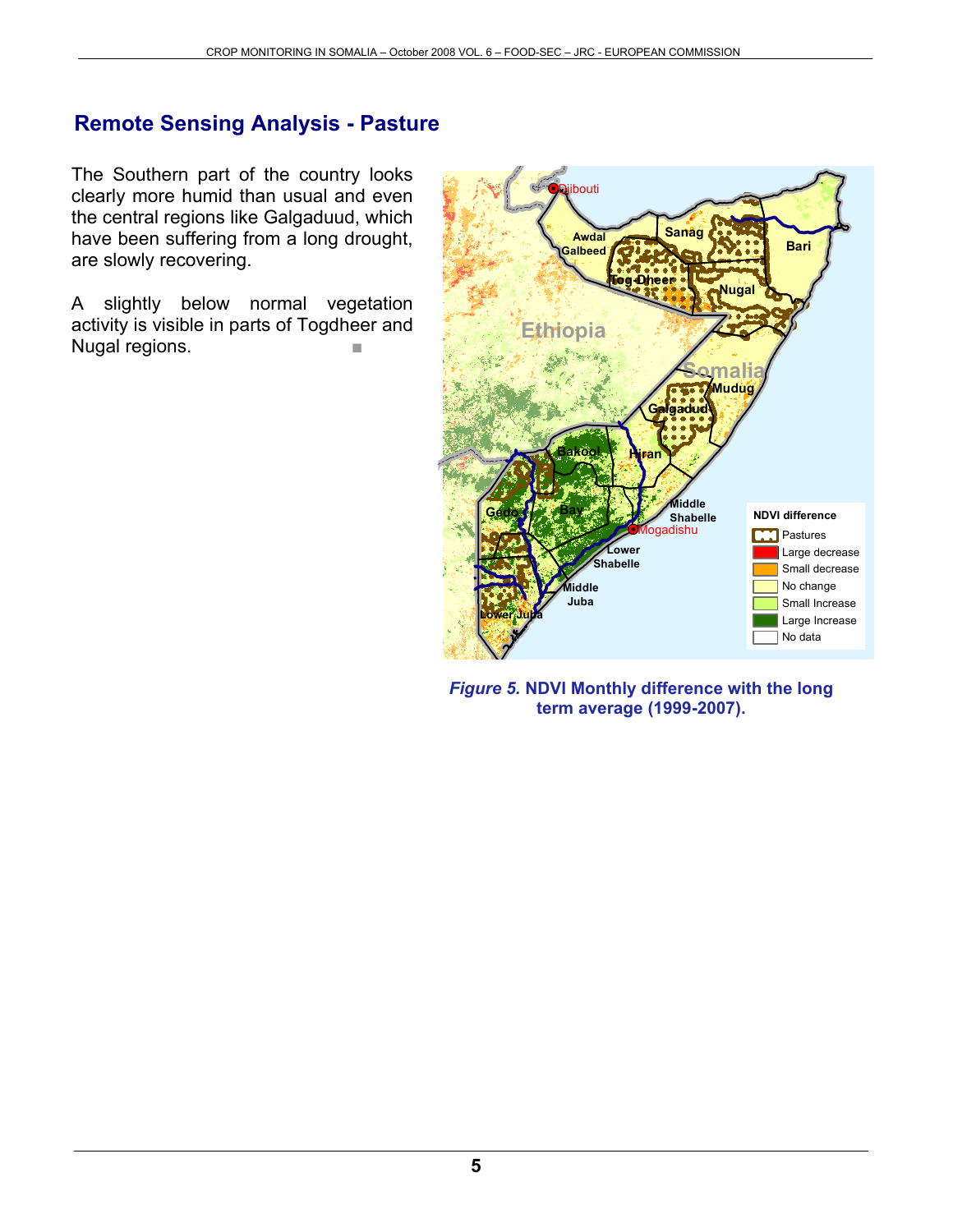## Remote Sensing Analysis - Pasture

The Southern part of the country looks clearly more humid than usual and even the central regions like Galgaduud, which have been suffering from a long drought, are slowly recovering.

A slightly below normal vegetation activity is visible in parts of Togdheer and Nugal regions. ■

*Figure 5.* **NDVI Monthly difference with the long term average (1999-2007).**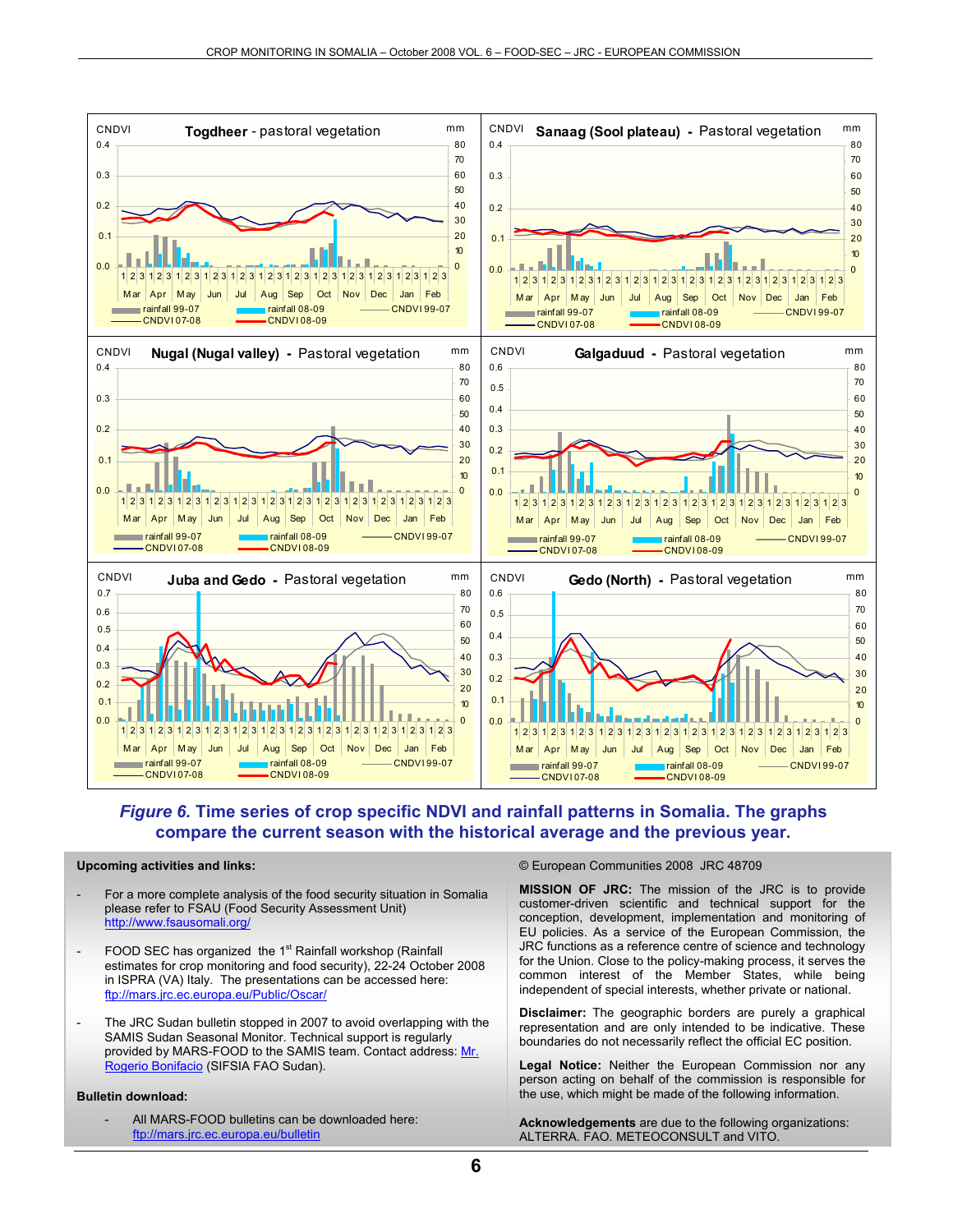Togdheer - pastoral vegetation

CNDVI 0.4 0.3 0.2 0.1 0.0

mm 80 70 60 50 40 30 20 10 0

1 2 3 1 2 3 1 2 3 1 2 3 1 2 3 1 2 3 1 2 3 1 2 3 1 2 3 1 2 3 1 2 3 1 2 3

Mar Apr May Jun Jul Aug Sep Oct Nov Dec Jan Feb

rainfall 99-07, rainfall 08-09, CNDVI 99-07, CNDVI 07-08, CNDVI 08-09

Sanaag (Sool plateau) - Pastoral vegetation

CNDVI 0.4 0.3 0.2 0.1 0.0

mm 80 70 60 50 40 30 20 10 0

Mar Apr May Jun Jul Aug Sep Oct Nov Dec Jan Feb

rainfall 99-07, rainfall 08-09, CNDVI 99-07, CNDVI 07-08, CNDVI 08-09

Nugal (Nugal valley) - Pastoral vegetation

CNDVI 0.4 0.3 0.2 0.1 0.0

mm 80 70 60 50 40 30 20 10 0

Mar Apr May Jun Jul Aug Sep Oct Nov Dec Jan Feb

rainfall 99-07, rainfall 08-09, CNDVI 99-07, CNDVI 07-08, CNDVI 08-09

Galgaduud - Pastoral vegetation

CNDVI 0.6 0.5 0.4 0.3 0.2 0.1 0.0

mm 80 70 60 50 40 30 20 10 0

Mar Apr May Jun Jul Aug Sep Oct Nov Dec Jan Feb

rainfall 99-07, rainfall 08-09, CNDVI 99-07, CNDVI 07-08, CNDVI 08-09

Juba and Gedo - Pastoral vegetation

CNDVI 0.7 0.6 0.5 0.4 0.3 0.2 0.1 0.0

mm 80 70 60 50 40 30 20 10 0

Mar Apr May Jun Jul Aug Sep Oct Nov Dec Jan Feb

rainfall 99-07, rainfall 08-09, CNDVI 99-07, CNDVI 07-08, CNDVI 08-09

Gedo (North) - Pastoral vegetation

CNDVI 0.6 0.5 0.4 0.3 0.2 0.1 0.0

mm 80 70 60 50 40 30 20 10 0

Mar Apr May Jun Jul Aug Sep Oct Nov Dec Jan Feb

rainfall 99-07, rainfall 08-09, CNDVI 99-07, CNDVI 07-08, CNDVI 08-09

***Figure 6.* Time series of crop specific NDVI and rainfall patterns in Somalia. The graphs compare the current season with the historical average and the previous year.**

**Upcoming activities and links:**

- For a more complete analysis of the food security situation in Somalia please refer to FSAU (Food Security Assessment Unit) http://www.fsausomali.org/
- FOOD SEC has organized the 1st Rainfall workshop (Rainfall estimates for crop monitoring and food security), 22-24 October 2008 in ISPRA (VA) Italy. The presentations can be accessed here: ftp://mars.jrc.ec.europa.eu/Public/Oscar/
- The JRC Sudan bulletin stopped in 2007 to avoid overlapping with the SAMIS Sudan Seasonal Monitor. Technical support is regularly provided by MARS-FOOD to the SAMIS team. Contact address: Mr. Rogerio Bonifacio (SIFSIA FAO Sudan).

**Bulletin download:**

- All MARS-FOOD bulletins can be downloaded here: ftp://mars.jrc.ec.europa.eu/bulletin

© European Communities 2008 JRC 48709

**MISSION OF JRC:** The mission of the JRC is to provide customer-driven scientific and technical support for the conception, development, implementation and monitoring of EU policies. As a service of the European Commission, the JRC functions as a reference centre of science and technology for the Union. Close to the policy-making process, it serves the common interest of the Member States, while being independent of special interests, whether private or national.

**Disclaimer:** The geographic borders are purely a graphical representation and are only intended to be indicative. These boundaries do not necessarily reflect the official EC position.

**Legal Notice:** Neither the European Commission nor any person acting on behalf of the commission is responsible for the use, which might be made of the following information.

**Acknowledgements** are due to the following organizations: ALTERRA. FAO. METEOCONSULT and VITO.